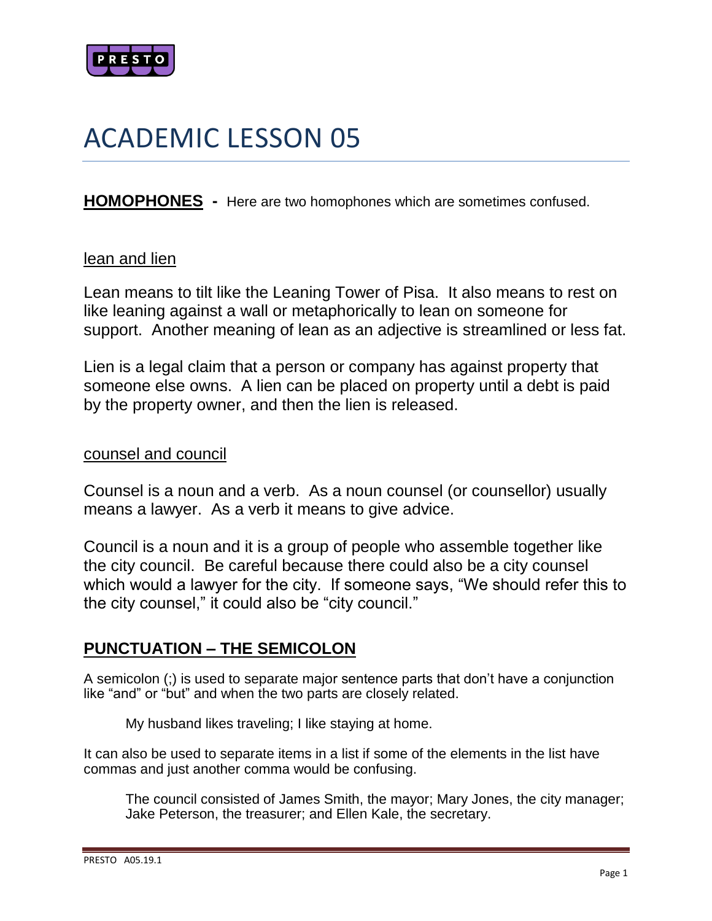# ACADEMIC LESSON 05

**HOMOPHONES** - Here are two homophones which are sometimes confused.

lean and lien

Lean means to tilt like the Leaning Tower of Pisa. It also means to rest on like leaning against a wall or metaphorically to lean on someone for support. Another meaning of lean as an adjective is streamlined or less fat.

Lien is a legal claim that a person or company has against property that someone else owns. A lien can be placed on property until a debt is paid by the property owner, and then the lien is released.

counsel and council

Counsel is a noun and a verb. As a noun counsel (or counsellor) usually means a lawyer. As a verb it means to give advice.

Council is a noun and it is a group of people who assemble together like the city council. Be careful because there could also be a city counsel which would a lawyer for the city. If someone says, "We should refer this to the city counsel," it could also be "city council."

## PUNCTUATION – THE SEMICOLON

A semicolon (;) is used to separate major sentence parts that don't have a conjunction like "and" or "but" and when the two parts are closely related.

> My husband likes traveling; I like staying at home.

It can also be used to separate items in a list if some of the elements in the list have commas and just another comma would be confusing.

> The council consisted of James Smith, the mayor; Mary Jones, the city manager; Jake Peterson, the treasurer; and Ellen Kale, the secretary.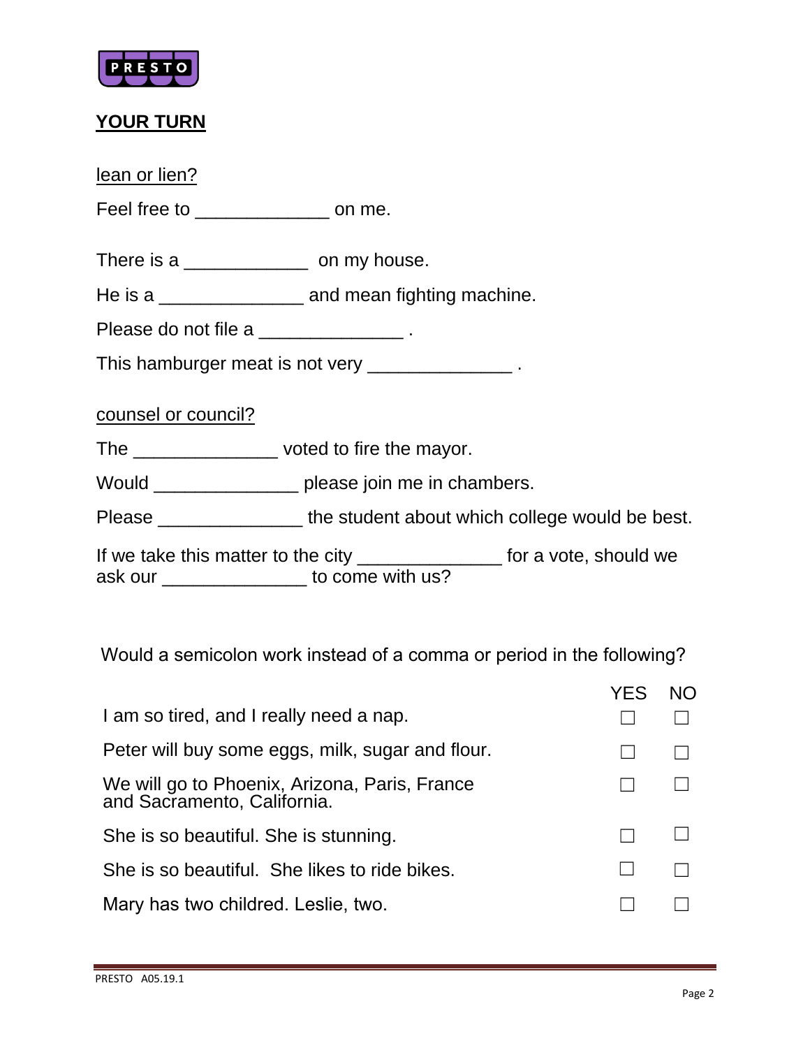## YOUR TURN

lean or lien?

Feel free to _____________ on me.

There is a ____________ on my house.

He is a ______________ and mean fighting machine.

Please do not file a ______________ .

This hamburger meat is not very ______________ .

counsel or council?

The ______________ voted to fire the mayor.

Would ______________ please join me in chambers.

Please ______________ the student about which college would be best.

If we take this matter to the city ______________ for a vote, should we ask our ______________ to come with us?

Would a semicolon work instead of a comma or period in the following?

| | YES | NO |
|---|---|---|
| I am so tired, and I really need a nap. | ☐ | ☐ |
| Peter will buy some eggs, milk, sugar and flour. | ☐ | ☐ |
| We will go to Phoenix, Arizona, Paris, France and Sacramento, California. | ☐ | ☐ |
| She is so beautiful. She is stunning. | ☐ | ☐ |
| She is so beautiful. She likes to ride bikes. | ☐ | ☐ |
| Mary has two childred. Leslie, two. | ☐ | ☐ |

PRESTO A05.19.1